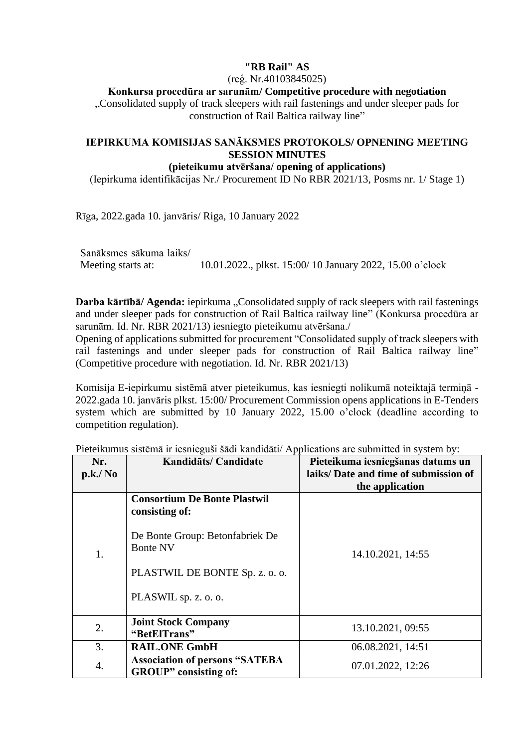**"RB Rail" AS**

(reģ. Nr.40103845025)

**Konkursa procedūra ar sarunām/ Competitive procedure with negotiation**

„Consolidated supply of track sleepers with rail fastenings and under sleeper pads for construction of Rail Baltica railway line"

## IEPIRKUMA KOMISIJAS SANĀKSMES PROTOKOLS/ OPNENING MEETING SESSION MINUTES

**(pieteikumu atvēršana/ opening of applications)**

(Iepirkuma identifikācijas Nr./ Procurement ID No RBR 2021/13, Posms nr. 1/ Stage 1)

Rīga, 2022.gada 10. janvāris/ Riga, 10 January 2022

Sanāksmes sākuma laiks/
Meeting starts at: 10.01.2022., plkst. 15:00/ 10 January 2022, 15.00 o'clock

**Darba kārtībā/ Agenda:** iepirkuma „Consolidated supply of rack sleepers with rail fastenings and under sleeper pads for construction of Rail Baltica railway line" (Konkursa procedūra ar sarunām. Id. Nr. RBR 2021/13) iesniegto pieteikumu atvēršana./

Opening of applications submitted for procurement "Consolidated supply of track sleepers with rail fastenings and under sleeper pads for construction of Rail Baltica railway line" (Competitive procedure with negotiation. Id. Nr. RBR 2021/13)

Komisija E-iepirkumu sistēmā atver pieteikumus, kas iesniegti nolikumā noteiktajā termiņā - 2022.gada 10. janvāris plkst. 15:00/ Procurement Commission opens applications in E-Tenders system which are submitted by 10 January 2022, 15.00 o'clock (deadline according to competition regulation).

Pieteikumus sistēmā ir iesnieguši šādi kandidāti/ Applications are submitted in system by:

| Nr. p.k./ No | Kandidāts/ Candidate | Pieteikuma iesniegšanas datums un laiks/ Date and time of submission of the application |
|---|---|---|
| 1. | **Consortium De Bonte Plastwil consisting of:**<br><br>De Bonte Group: Betonfabriek De Bonte NV<br><br>PLASTWIL DE BONTE Sp. z. o. o.<br><br>PLASWIL sp. z. o. o. | 14.10.2021, 14:55 |
| 2. | **Joint Stock Company "BetElTrans"** | 13.10.2021, 09:55 |
| 3. | **RAIL.ONE GmbH** | 06.08.2021, 14:51 |
| 4. | **Association of persons "SATEBA GROUP" consisting of:** | 07.01.2022, 12:26 |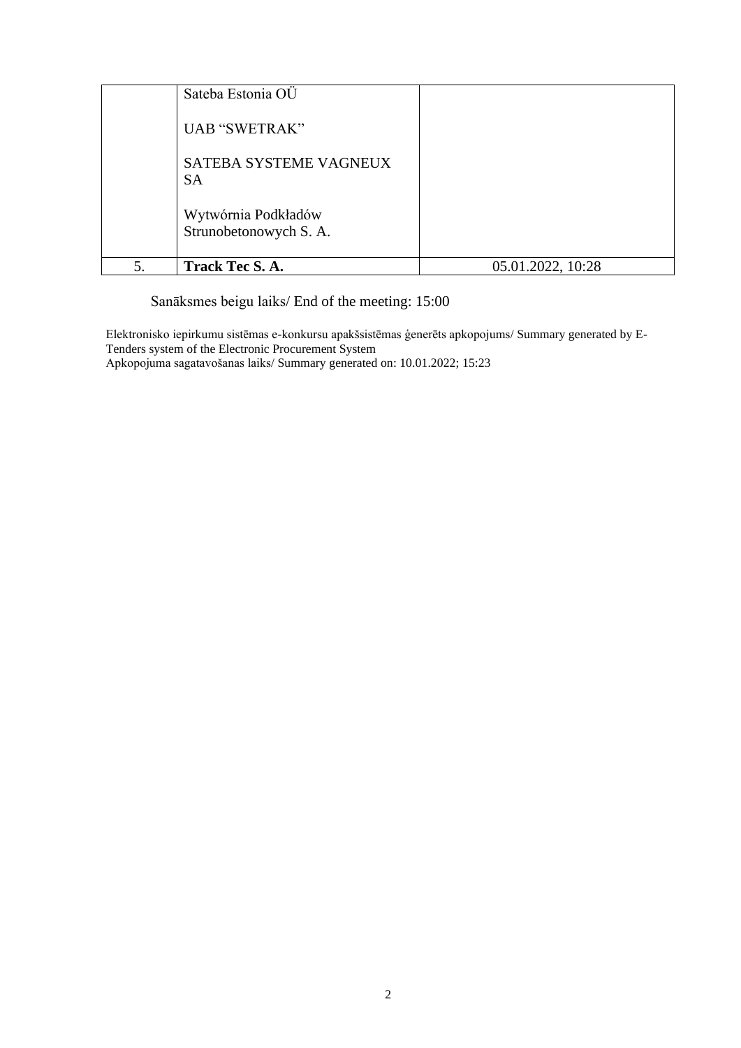| | | |
|---|---|---|
| | Sateba Estonia OÜ<br><br>UAB "SWETRAK"<br><br>SATEBA SYSTEME VAGNEUX SA<br><br>Wytwórnia Podkładów Strunobetonowych S. A. | |
| 5. | **Track Tec S. A.** | 05.01.2022, 10:28 |

Sanāksmes beigu laiks/ End of the meeting: 15:00

Elektronisko iepirkumu sistēmas e-konkursu apakšsistēmas ģenerēts apkopojums/ Summary generated by E-Tenders system of the Electronic Procurement System
Apkopojuma sagatavošanas laiks/ Summary generated on: 10.01.2022; 15:23